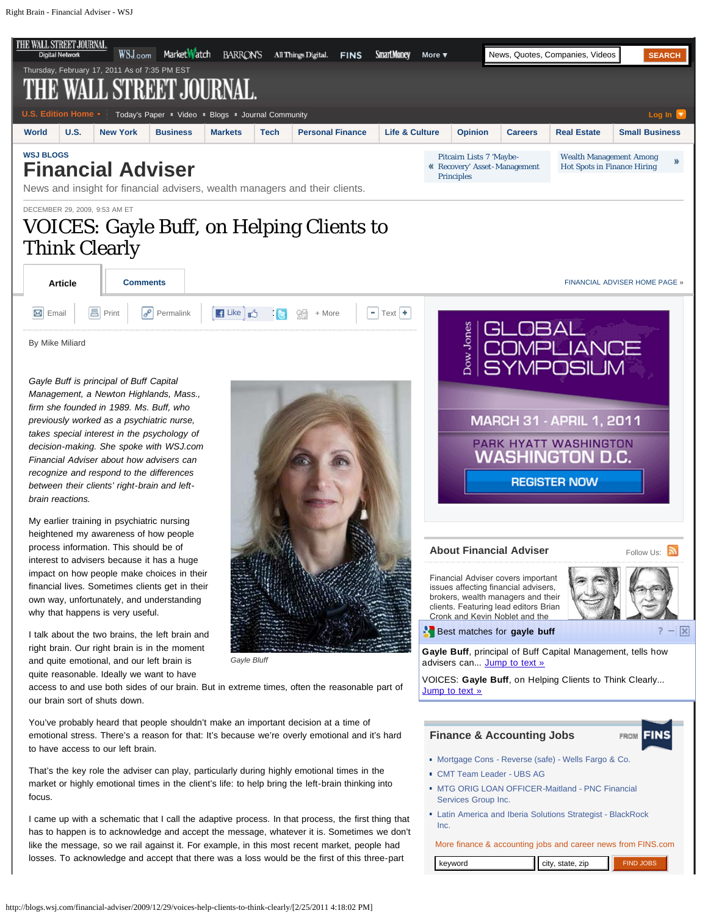WSJ BLOGS

# Financial Adviser

News and insight for financial advisers, wealth managers and their clients.

DECEMBER 29, 2009, 9:53 AM ET

# VOICES: Gayle Buff, on Helping Clients to Think Clearly

By Mike Miliard

*Gayle Buff is principal of Buff Capital Management, a Newton Highlands, Mass., firm she founded in 1989. Ms. Buff, who previously worked as a psychiatric nurse, takes special interest in the psychology of decision-making. She spoke with WSJ.com Financial Adviser about how advisers can recognize and respond to the differences between their clients' right-brain and left-brain reactions.*

*Gayle Bluff*

My earlier training in psychiatric nursing heightened my awareness of how people process information. This should be of interest to advisers because it has a huge impact on how people make choices in their financial lives. Sometimes clients get in their own way, unfortunately, and understanding why that happens is very useful.

I talk about the two brains, the left brain and right brain. Our right brain is in the moment and quite emotional, and our left brain is quite reasonable. Ideally we want to have access to and use both sides of our brain. But in extreme times, often the reasonable part of our brain sort of shuts down.

You've probably heard that people shouldn't make an important decision at a time of emotional stress. There's a reason for that: It's because we're overly emotional and it's hard to have access to our left brain.

That's the key role the adviser can play, particularly during highly emotional times in the market or highly emotional times in the client's life: to help bring the left-brain thinking into focus.

I came up with a schematic that I call the adaptive process. In that process, the first thing that has to happen is to acknowledge and accept the message, whatever it is. Sometimes we don't like the message, so we rail against it. For example, in this most recent market, people had losses. To acknowledge and accept that there was a loss would be the first of this three-part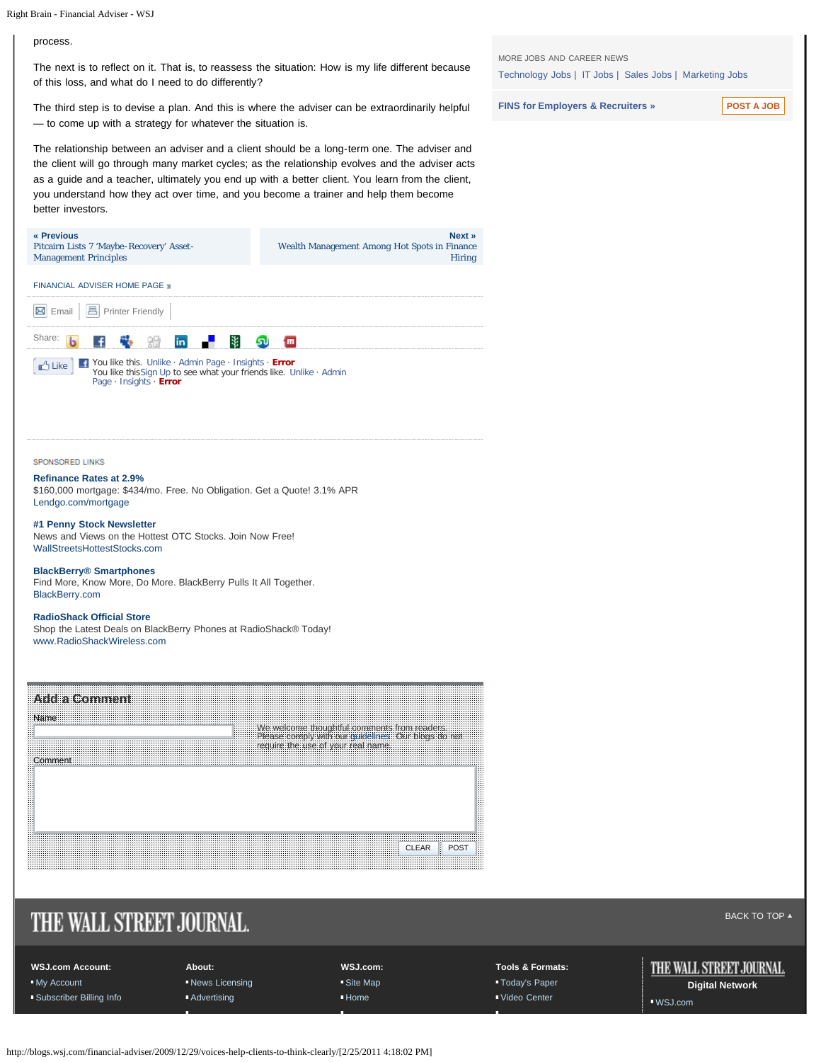process.

The next is to reflect on it. That is, to reassess the situation: How is my life different because of this loss, and what do I need to do differently?

The third step is to devise a plan. And this is where the adviser can be extraordinarily helpful — to come up with a strategy for whatever the situation is.

The relationship between an adviser and a client should be a long-term one. The adviser and the client will go through many market cycles; as the relationship evolves and the adviser acts as a guide and a teacher, ultimately you end up with a better client. You learn from the client, you understand how they act over time, and you become a trainer and help them become better investors.

**« Previous**
Pitcairn Lists 7 'Maybe-Recovery' Asset-Management Principles

**Next »**
Wealth Management Among Hot Spots in Finance Hiring

FINANCIAL ADVISER HOME PAGE »

Email | Printer Friendly

Share:

Like — You like this. Unlike · Admin Page · Insights · **Error**
You like thisSign Up to see what your friends like. Unlike · Admin Page · Insights · **Error**

SPONSORED LINKS

**Refinance Rates at 2.9%**
$160,000 mortgage: $434/mo. Free. No Obligation. Get a Quote! 3.1% APR
Lendgo.com/mortgage

**#1 Penny Stock Newsletter**
News and Views on the Hottest OTC Stocks. Join Now Free!
WallStreetsHottestStocks.com

**BlackBerry® Smartphones**
Find More, Know More, Do More. BlackBerry Pulls It All Together.
BlackBerry.com

**RadioShack Official Store**
Shop the Latest Deals on BlackBerry Phones at RadioShack® Today!
www.RadioShackWireless.com

## Add a Comment

Name

We welcome thoughtful comments from readers. Please comply with our guidelines. Our blogs do not require the use of your real name.

Comment

CLEAR | POST

MORE JOBS AND CAREER NEWS

Technology Jobs | IT Jobs | Sales Jobs | Marketing Jobs

**FINS for Employers & Recruiters »** POST A JOB

THE WALL STREET JOURNAL.

BACK TO TOP ▲

**WSJ.com Account:**
- My Account
- Subscriber Billing Info

**About:**
- News Licensing
- Advertising

**WSJ.com:**
- Site Map
- Home

**Tools & Formats:**
- Today's Paper
- Video Center

THE WALL STREET JOURNAL.
**Digital Network**
- WSJ.com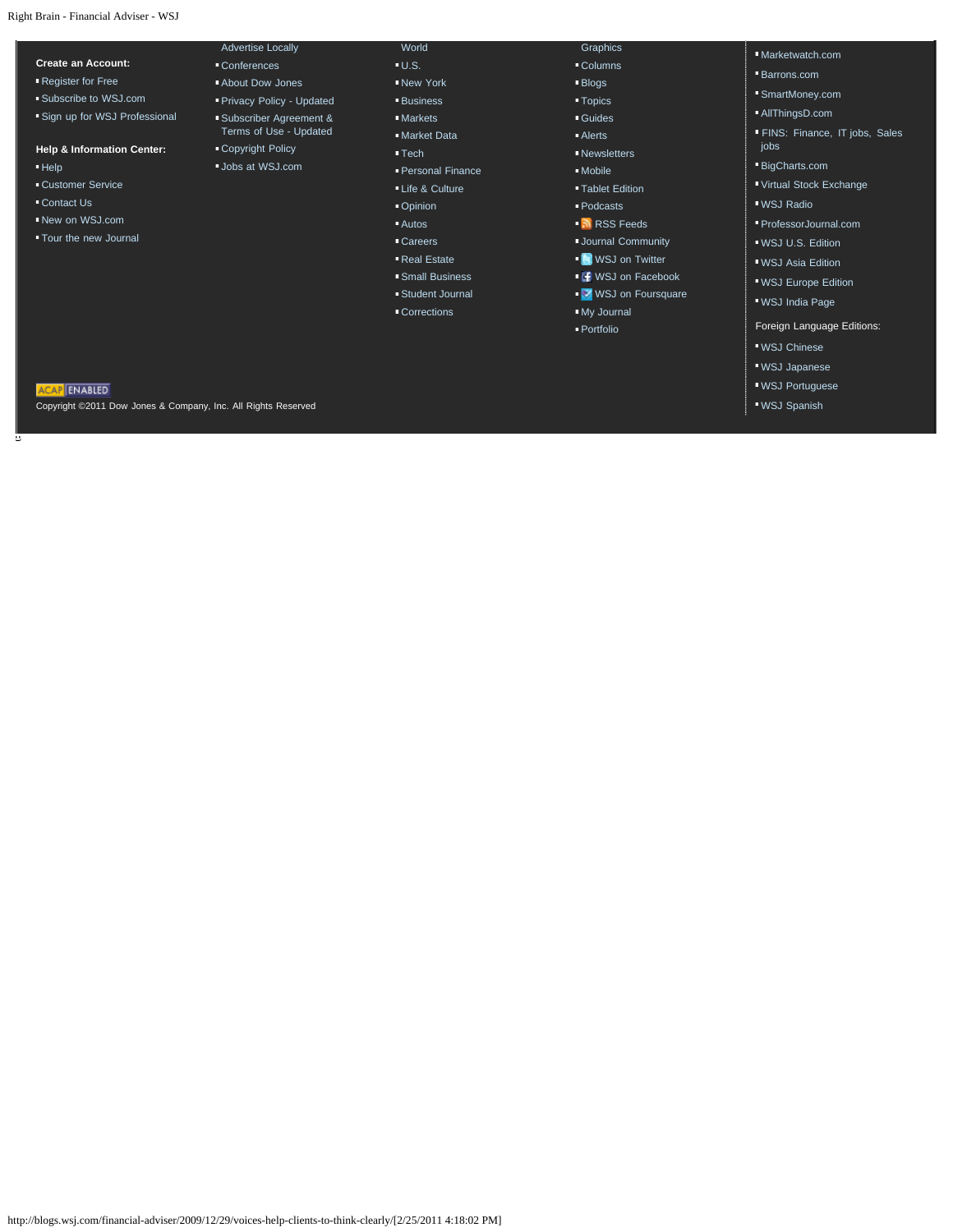**Create an Account:**

- Register for Free
- Subscribe to WSJ.com
- Sign up for WSJ Professional

**Help & Information Center:**

- Help
- Customer Service
- Contact Us
- New on WSJ.com
- Tour the new Journal

Advertise Locally

- Conferences
- About Dow Jones
- Privacy Policy - Updated
- Subscriber Agreement & Terms of Use - Updated
- Copyright Policy
- Jobs at WSJ.com

World

- U.S.
- New York
- Business
- Markets
- Market Data
- Tech
- Personal Finance
- Life & Culture
- Opinion
- Autos
- Careers
- Real Estate
- Small Business
- Student Journal
- Corrections

Graphics

- Columns
- Blogs
- Topics
- Guides
- Alerts
- Newsletters
- Mobile
- Tablet Edition
- Podcasts
- RSS Feeds
- Journal Community
- WSJ on Twitter
- WSJ on Facebook
- WSJ on Foursquare
- My Journal
- Portfolio

- Marketwatch.com
- Barrons.com
- SmartMoney.com
- AllThingsD.com
- FINS: Finance, IT jobs, Sales jobs
- BigCharts.com
- Virtual Stock Exchange
- WSJ Radio
- ProfessorJournal.com
- WSJ U.S. Edition
- WSJ Asia Edition
- WSJ Europe Edition
- WSJ India Page

Foreign Language Editions:

- WSJ Chinese
- WSJ Japanese
- WSJ Portuguese
- WSJ Spanish

ACAP ENABLED

Copyright ©2011 Dow Jones & Company, Inc. All Rights Reserved